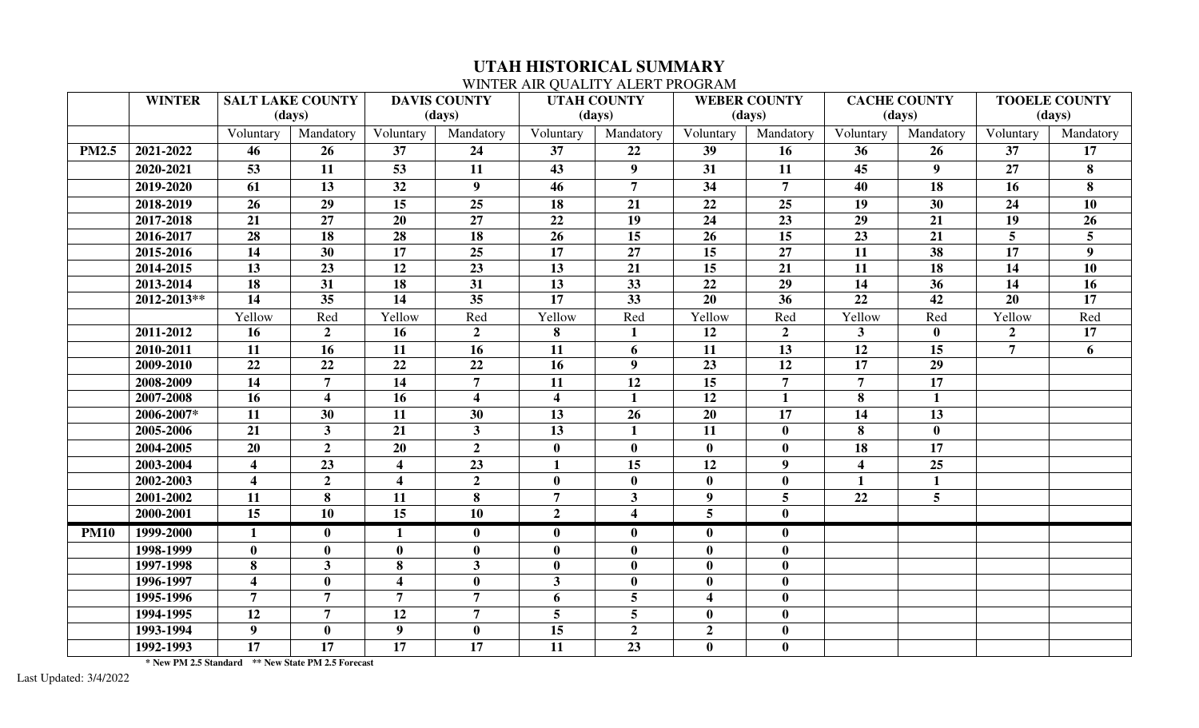# UTAH HISTORICAL SUMMARY

WINTER AIR QUALITY ALERT PROGRAM

| | WINTER | SALT LAKE COUNTY (days) | | DAVIS COUNTY (days) | | UTAH COUNTY (days) | | WEBER COUNTY (days) | | CACHE COUNTY (days) | | TOOELE COUNTY (days) | |
|---|---|---|---|---|---|---|---|---|---|---|---|---|---|
| | | Voluntary | Mandatory | Voluntary | Mandatory | Voluntary | Mandatory | Voluntary | Mandatory | Voluntary | Mandatory | Voluntary | Mandatory |
| **PM2.5** | **2021-2022** | **46** | **26** | **37** | **24** | **37** | **22** | **39** | **16** | **36** | **26** | **37** | **17** |
| | **2020-2021** | **53** | **11** | **53** | **11** | **43** | **9** | **31** | **11** | **45** | **9** | **27** | **8** |
| | **2019-2020** | **61** | **13** | **32** | **9** | **46** | **7** | **34** | **7** | **40** | **18** | **16** | **8** |
| | **2018-2019** | **26** | **29** | **15** | **25** | **18** | **21** | **22** | **25** | **19** | **30** | **24** | **10** |
| | **2017-2018** | **21** | **27** | **20** | **27** | **22** | **19** | **24** | **23** | **29** | **21** | **19** | **26** |
| | **2016-2017** | **28** | **18** | **28** | **18** | **26** | **15** | **26** | **15** | **23** | **21** | **5** | **5** |
| | **2015-2016** | **14** | **30** | **17** | **25** | **17** | **27** | **15** | **27** | **11** | **38** | **17** | **9** |
| | **2014-2015** | **13** | **23** | **12** | **23** | **13** | **21** | **15** | **21** | **11** | **18** | **14** | **10** |
| | **2013-2014** | **18** | **31** | **18** | **31** | **13** | **33** | **22** | **29** | **14** | **36** | **14** | **16** |
| | **2012-2013**** | **14** | **35** | **14** | **35** | **17** | **33** | **20** | **36** | **22** | **42** | **20** | **17** |
| | | Yellow | Red | Yellow | Red | Yellow | Red | Yellow | Red | Yellow | Red | Yellow | Red |
| | **2011-2012** | **16** | **2** | **16** | **2** | **8** | **1** | **12** | **2** | **3** | **0** | **2** | **17** |
| | **2010-2011** | **11** | **16** | **11** | **16** | **11** | **6** | **11** | **13** | **12** | **15** | **7** | **6** |
| | **2009-2010** | **22** | **22** | **22** | **22** | **16** | **9** | **23** | **12** | **17** | **29** | | |
| | **2008-2009** | **14** | **7** | **14** | **7** | **11** | **12** | **15** | **7** | **7** | **17** | | |
| | **2007-2008** | **16** | **4** | **16** | **4** | **4** | **1** | **12** | **1** | **8** | **1** | | |
| | **2006-2007*** | **11** | **30** | **11** | **30** | **13** | **26** | **20** | **17** | **14** | **13** | | |
| | **2005-2006** | **21** | **3** | **21** | **3** | **13** | **1** | **11** | **0** | **8** | **0** | | |
| | **2004-2005** | **20** | **2** | **20** | **2** | **0** | **0** | **0** | **0** | **18** | **17** | | |
| | **2003-2004** | **4** | **23** | **4** | **23** | **1** | **15** | **12** | **9** | **4** | **25** | | |
| | **2002-2003** | **4** | **2** | **4** | **2** | **0** | **0** | **0** | **0** | **1** | **1** | | |
| | **2001-2002** | **11** | **8** | **11** | **8** | **7** | **3** | **9** | **5** | **22** | **5** | | |
| | **2000-2001** | **15** | **10** | **15** | **10** | **2** | **4** | **5** | **0** | | | | |
| **PM10** | **1999-2000** | **1** | **0** | **1** | **0** | **0** | **0** | **0** | **0** | | | | |
| | **1998-1999** | **0** | **0** | **0** | **0** | **0** | **0** | **0** | **0** | | | | |
| | **1997-1998** | **8** | **3** | **8** | **3** | **0** | **0** | **0** | **0** | | | | |
| | **1996-1997** | **4** | **0** | **4** | **0** | **3** | **0** | **0** | **0** | | | | |
| | **1995-1996** | **7** | **7** | **7** | **7** | **6** | **5** | **4** | **0** | | | | |
| | **1994-1995** | **12** | **7** | **12** | **7** | **5** | **5** | **0** | **0** | | | | |
| | **1993-1994** | **9** | **0** | **9** | **0** | **15** | **2** | **2** | **0** | | | | |
| | **1992-1993** | **17** | **17** | **17** | **17** | **11** | **23** | **0** | **0** | | | | |

**\* New PM 2.5 Standard   \*\* New State PM 2.5 Forecast**

Last Updated: 3/4/2022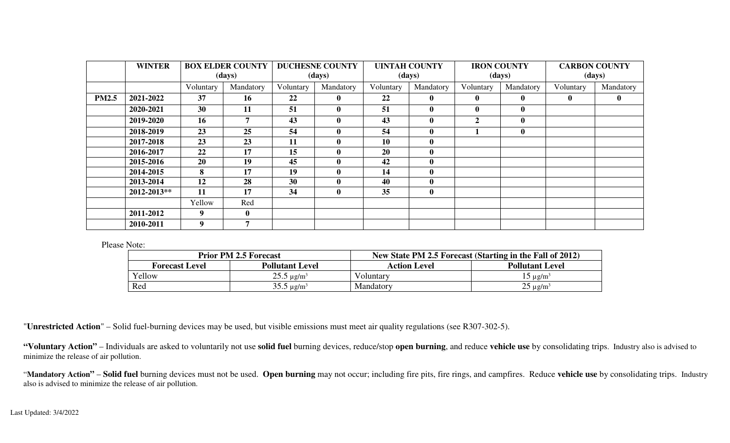| | WINTER | BOX ELDER COUNTY (days) | | DUCHESNE COUNTY (days) | | UINTAH COUNTY (days) | | IRON COUNTY (days) | | CARBON COUNTY (days) | |
|---|---|---|---|---|---|---|---|---|---|---|---|
| | | Voluntary | Mandatory | Voluntary | Mandatory | Voluntary | Mandatory | Voluntary | Mandatory | Voluntary | Mandatory |
| **PM2.5** | **2021-2022** | **37** | **16** | **22** | **0** | **22** | **0** | **0** | **0** | **0** | **0** |
| | **2020-2021** | **30** | **11** | **51** | **0** | **51** | **0** | **0** | **0** | | |
| | **2019-2020** | **16** | **7** | **43** | **0** | **43** | **0** | **2** | **0** | | |
| | **2018-2019** | **23** | **25** | **54** | **0** | **54** | **0** | **1** | **0** | | |
| | **2017-2018** | **23** | **23** | **11** | **0** | **10** | **0** | | | | |
| | **2016-2017** | **22** | **17** | **15** | **0** | **20** | **0** | | | | |
| | **2015-2016** | **20** | **19** | **45** | **0** | **42** | **0** | | | | |
| | **2014-2015** | **8** | **17** | **19** | **0** | **14** | **0** | | | | |
| | **2013-2014** | **12** | **28** | **30** | **0** | **40** | **0** | | | | |
| | **2012-2013**** | **11** | **17** | **34** | **0** | **35** | **0** | | | | |
| | | Yellow | Red | | | | | | | | |
| | **2011-2012** | **9** | **0** | | | | | | | | |
| | **2010-2011** | **9** | **7** | | | | | | | | |

Please Note:

| **Prior PM 2.5 Forecast** | | **New State PM 2.5 Forecast (Starting in the Fall of 2012)** | |
|---|---|---|---|
| **Forecast Level** | **Pollutant Level** | **Action Level** | **Pollutant Level** |
| Yellow | 25.5 μg/m³ | Voluntary | 15 μg/m³ |
| Red | 35.5 μg/m³ | Mandatory | 25 μg/m³ |

"**Unrestricted Action**" – Solid fuel-burning devices may be used, but visible emissions must meet air quality regulations (see R307-302-5).

**"Voluntary Action"** – Individuals are asked to voluntarily not use **solid fuel** burning devices, reduce/stop **open burning**, and reduce **vehicle use** by consolidating trips. Industry also is advised to minimize the release of air pollution.

"**Mandatory Action" – Solid fuel** burning devices must not be used. **Open burning** may not occur; including fire pits, fire rings, and campfires. Reduce **vehicle use** by consolidating trips. Industry also is advised to minimize the release of air pollution.

Last Updated: 3/4/2022